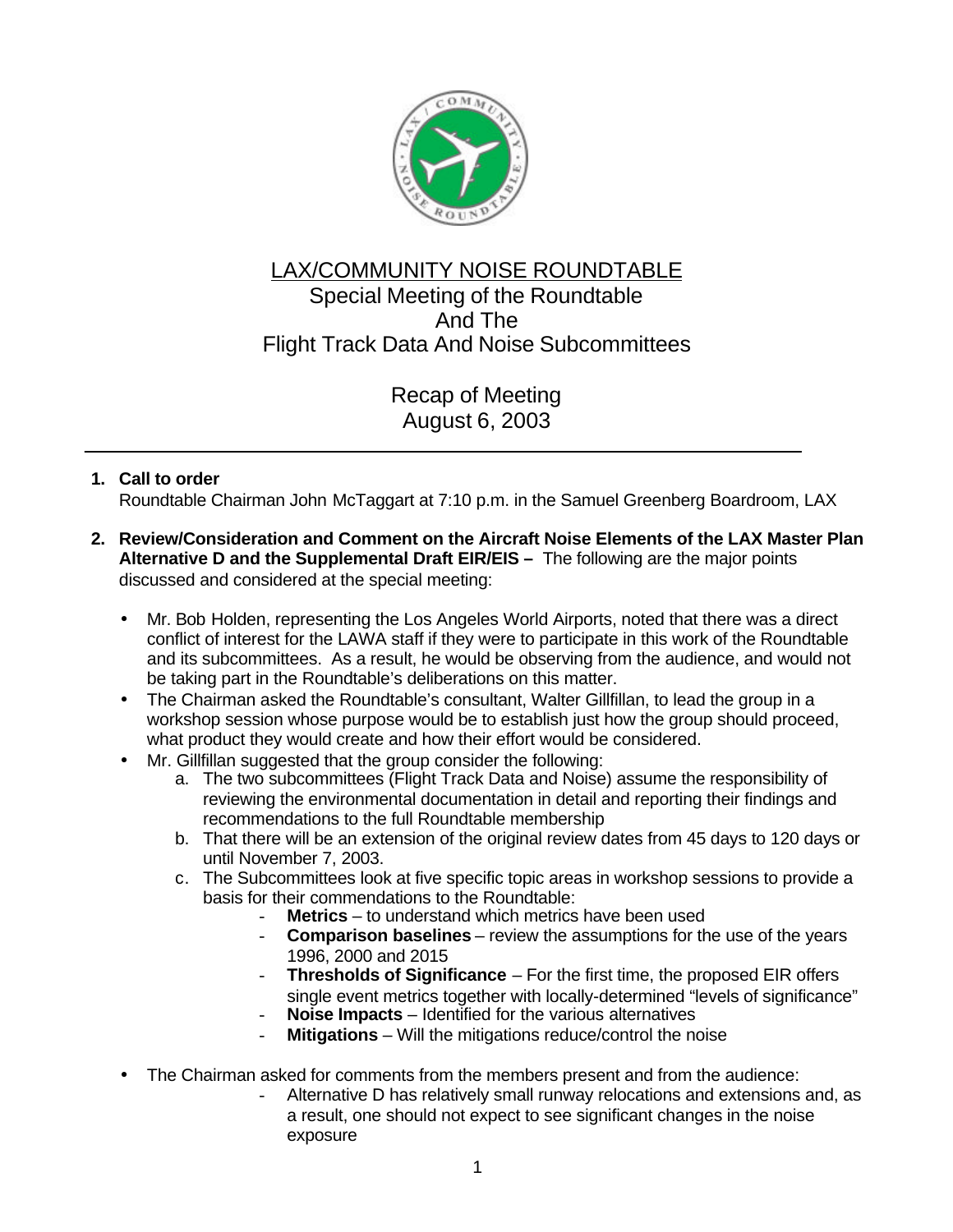# LAX/COMMUNITY NOISE ROUNDTABLE

## Special Meeting of the Roundtable And The Flight Track Data And Noise Subcommittees

## Recap of Meeting
## August 6, 2003

---

1. **Call to order**
   Roundtable Chairman John McTaggart at 7:10 p.m. in the Samuel Greenberg Boardroom, LAX

2. **Review/Consideration and Comment on the Aircraft Noise Elements of the LAX Master Plan Alternative D and the Supplemental Draft EIR/EIS –** The following are the major points discussed and considered at the special meeting:

   - Mr. Bob Holden, representing the Los Angeles World Airports, noted that there was a direct conflict of interest for the LAWA staff if they were to participate in this work of the Roundtable and its subcommittees. As a result, he would be observing from the audience, and would not be taking part in the Roundtable's deliberations on this matter.
   - The Chairman asked the Roundtable's consultant, Walter Gillfillan, to lead the group in a workshop session whose purpose would be to establish just how the group should proceed, what product they would create and how their effort would be considered.
   - Mr. Gillfillan suggested that the group consider the following:
     a. The two subcommittees (Flight Track Data and Noise) assume the responsibility of reviewing the environmental documentation in detail and reporting their findings and recommendations to the full Roundtable membership
     b. That there will be an extension of the original review dates from 45 days to 120 days or until November 7, 2003.
     c. The Subcommittees look at five specific topic areas in workshop sessions to provide a basis for their commendations to the Roundtable:
        - **Metrics** – to understand which metrics have been used
        - **Comparison baselines** – review the assumptions for the use of the years 1996, 2000 and 2015
        - **Thresholds of Significance** – For the first time, the proposed EIR offers single event metrics together with locally-determined "levels of significance"
        - **Noise Impacts** – Identified for the various alternatives
        - **Mitigations** – Will the mitigations reduce/control the noise

   - The Chairman asked for comments from the members present and from the audience:
        - Alternative D has relatively small runway relocations and extensions and, as a result, one should not expect to see significant changes in the noise exposure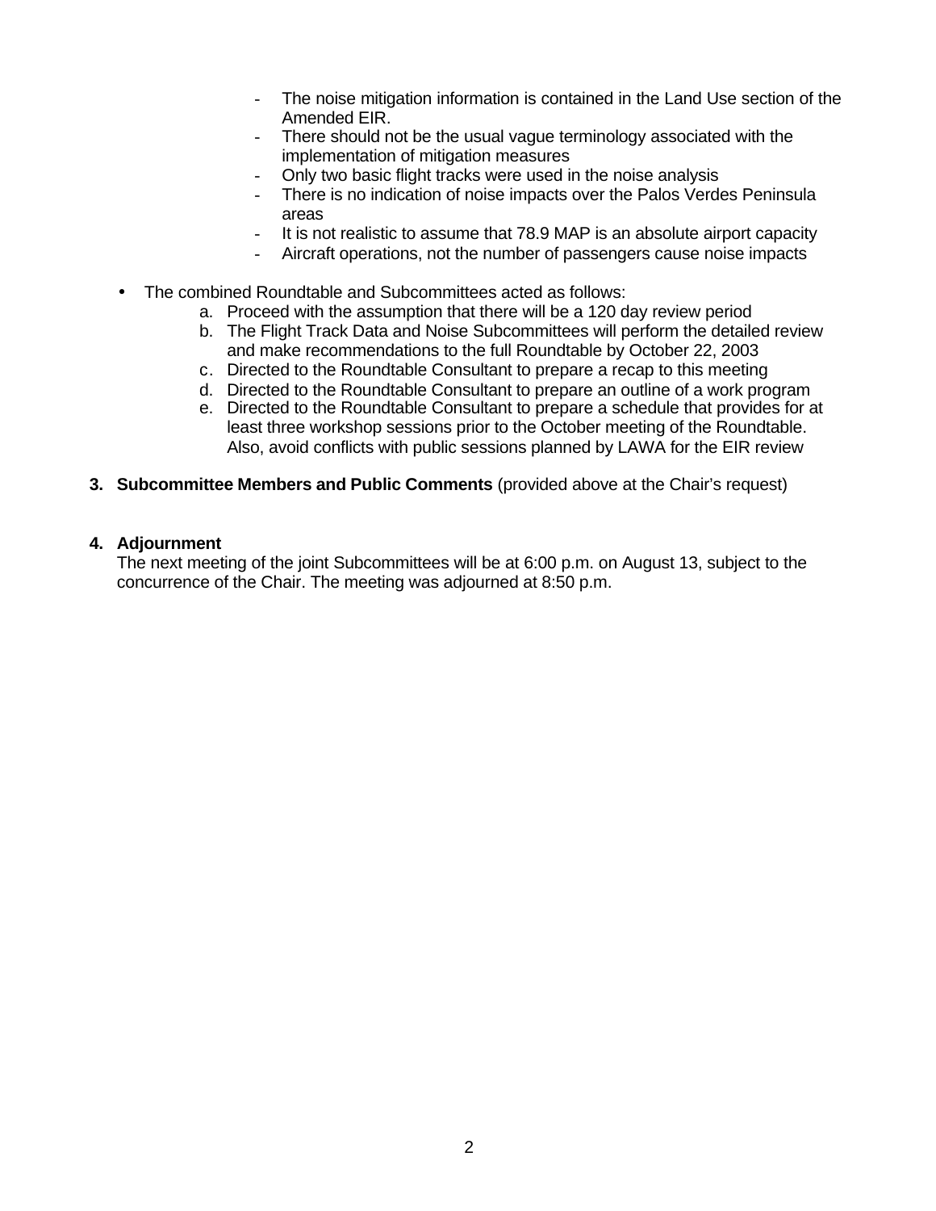- The noise mitigation information is contained in the Land Use section of the Amended EIR.
  - There should not be the usual vague terminology associated with the implementation of mitigation measures
  - Only two basic flight tracks were used in the noise analysis
  - There is no indication of noise impacts over the Palos Verdes Peninsula areas
  - It is not realistic to assume that 78.9 MAP is an absolute airport capacity
  - Aircraft operations, not the number of passengers cause noise impacts

- The combined Roundtable and Subcommittees acted as follows:
  a. Proceed with the assumption that there will be a 120 day review period
  b. The Flight Track Data and Noise Subcommittees will perform the detailed review and make recommendations to the full Roundtable by October 22, 2003
  c. Directed to the Roundtable Consultant to prepare a recap to this meeting
  d. Directed to the Roundtable Consultant to prepare an outline of a work program
  e. Directed to the Roundtable Consultant to prepare a schedule that provides for at least three workshop sessions prior to the October meeting of the Roundtable. Also, avoid conflicts with public sessions planned by LAWA for the EIR review

3. **Subcommittee Members and Public Comments** (provided above at the Chair's request)

4. **Adjournment**
   The next meeting of the joint Subcommittees will be at 6:00 p.m. on August 13, subject to the concurrence of the Chair. The meeting was adjourned at 8:50 p.m.